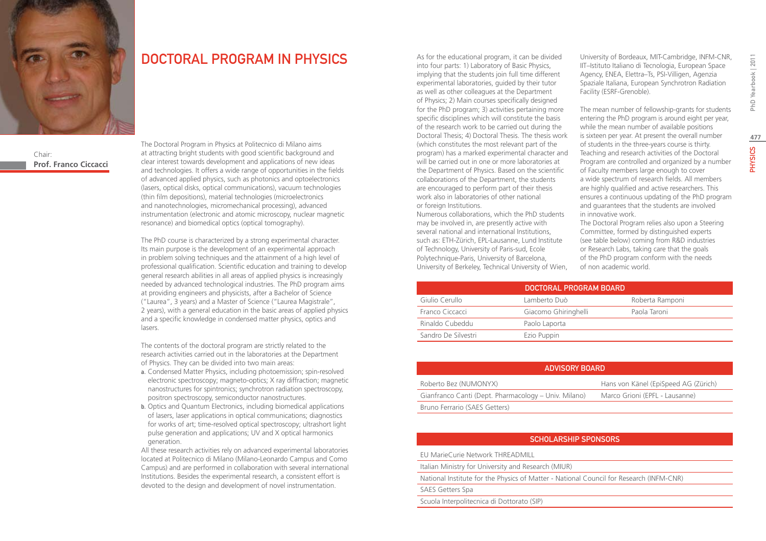# DOCTORAL PROGRAM IN PHYSICS

Chair:
**Prof. Franco Ciccacci**

The Doctoral Program in Physics at Politecnico di Milano aims at attracting bright students with good scientific background and clear interest towards development and applications of new ideas and technologies. It offers a wide range of opportunities in the fields of advanced applied physics, such as photonics and optoelectronics (lasers, optical disks, optical communications), vacuum technologies (thin film depositions), material technologies (microelectronics and nanotechnologies, micromechanical processing), advanced instrumentation (electronic and atomic microscopy, nuclear magnetic resonance) and biomedical optics (optical tomography).

The PhD course is characterized by a strong experimental character. Its main purpose is the development of an experimental approach in problem solving techniques and the attainment of a high level of professional qualification. Scientific education and training to develop general research abilities in all areas of applied physics is increasingly needed by advanced technological industries. The PhD program aims at providing engineers and physicists, after a Bachelor of Science ("Laurea", 3 years) and a Master of Science ("Laurea Magistrale", 2 years), with a general education in the basic areas of applied physics and a specific knowledge in condensed matter physics, optics and lasers.

The contents of the doctoral program are strictly related to the research activities carried out in the laboratories at the Department of Physics. They can be divided into two main areas:

a. Condensed Matter Physics, including photoemission; spin-resolved electronic spectroscopy; magneto-optics; X ray diffraction; magnetic nanostructures for spintronics; synchrotron radiation spectroscopy, positron spectroscopy, semiconductor nanostructures.
b. Optics and Quantum Electronics, including biomedical applications of lasers, laser applications in optical communications; diagnostics for works of art; time-resolved optical spectroscopy; ultrashort light pulse generation and applications; UV and X optical harmonics generation.

All these research activities rely on advanced experimental laboratories located at Politecnico di Milano (Milano-Leonardo Campus and Como Campus) and are performed in collaboration with several international Institutions. Besides the experimental research, a consistent effort is devoted to the design and development of novel instrumentation.

As for the educational program, it can be divided into four parts: 1) Laboratory of Basic Physics, implying that the students join full time different experimental laboratories, guided by their tutor as well as other colleagues at the Department of Physics; 2) Main courses specifically designed for the PhD program; 3) activities pertaining more specific disciplines which will constitute the basis of the research work to be carried out during the Doctoral Thesis; 4) Doctoral Thesis. The thesis work (which constitutes the most relevant part of the program) has a marked experimental character and will be carried out in one or more laboratories at the Department of Physics. Based on the scientific collaborations of the Department, the students are encouraged to perform part of their thesis work also in laboratories of other national or foreign Institutions.
Numerous collaborations, which the PhD students may be involved in, are presently active with several national and international Institutions, such as: ETH-Zürich, EPL-Lausanne, Lund Institute of Technology, University of Paris-sud, Ecole Polytechnique-Paris, University of Barcelona, University of Berkeley, Technical University of Wien, University of Bordeaux, MIT-Cambridge, INFM-CNR, IIT–Istituto Italiano di Tecnologia, European Space Agency, ENEA, Elettra–Ts, PSI-Villigen, Agenzia Spaziale Italiana, European Synchrotron Radiation Facility (ESRF-Grenoble).

The mean number of fellowship-grants for students entering the PhD program is around eight per year, while the mean number of available positions is sixteen per year. At present the overall number of students in the three-years course is thirty. Teaching and research activities of the Doctoral Program are controlled and organized by a number of Faculty members large enough to cover a wide spectrum of research fields. All members are highly qualified and active researchers. This ensures a continuous updating of the PhD program and guarantees that the students are involved in innovative work.
The Doctoral Program relies also upon a Steering Committee, formed by distinguished experts (see table below) coming from R&D industries or Research Labs, taking care that the goals of the PhD program conform with the needs of non academic world.

| DOCTORAL PROGRAM BOARD | | |
|---|---|---|
| Giulio Cerullo | Lamberto Duò | Roberta Ramponi |
| Franco Ciccacci | Giacomo Ghiringhelli | Paola Taroni |
| Rinaldo Cubeddu | Paolo Laporta | |
| Sandro De Silvestri | Ezio Puppin | |

| ADVISORY BOARD | |
|---|---|
| Roberto Bez (NUMONYX) | Hans von Känel (EpiSpeed AG (Zürich) |
| Gianfranco Canti (Dept. Pharmacology – Univ. Milano) | Marco Grioni (EPFL - Lausanne) |
| Bruno Ferrario (SAES Getters) | |

| SCHOLARSHIP SPONSORS |
|---|
| EU MarieCurie Network THREADMILL |
| Italian Ministry for University and Research (MIUR) |
| National Institute for the Physics of Matter - National Council for Research (INFM-CNR) |
| SAES Getters Spa |
| Scuola Interpolitecnica di Dottorato (SIP) |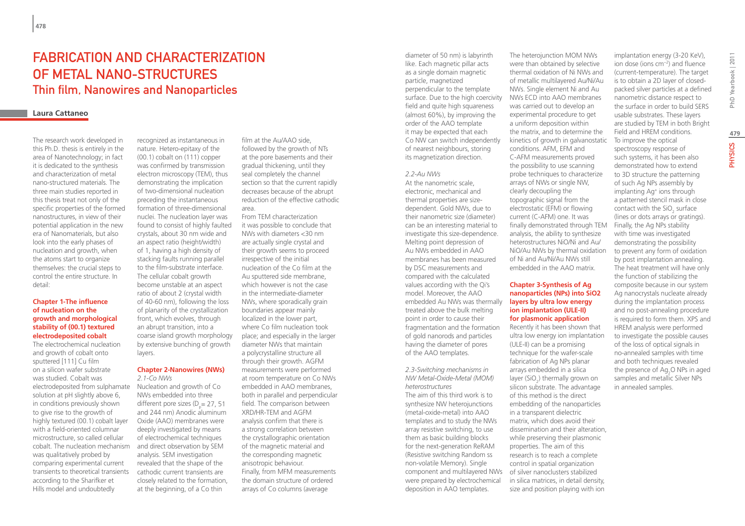# FABRICATION AND CHARACTERIZATION OF METAL NANO-STRUCTURES
## Thin film, Nanowires and Nanoparticles

**Laura Cattaneo**

The research work developed in this Ph.D. thesis is entirely in the area of Nanotechnology; in fact it is dedicated to the synthesis and characterization of metal nano-structured materials. The three main studies reported in this thesis treat not only of the specific properties of the formed nanostructures, in view of their potential application in the new era of Nanomaterials, but also look into the early phases of nucleation and growth, when the atoms start to organize themselves: the crucial steps to control the entire structure. In detail:

### Chapter 1-The influence of nucleation on the growth and morphological stability of (00.1) textured electrodeposited cobalt

The electrochemical nucleation and growth of cobalt onto sputtered [111] Cu film on a silicon wafer substrate was studied. Cobalt was electrodeposited from sulphamate solution at pH slightly above 6, in conditions previously shown to give rise to the growth of highly textured (00.1) cobalt layer with a field-oriented columnar microstructure, so called cellular cobalt. The nucleation mechanism was qualitatively probed by comparing experimental current transients to theoretical transients according to the Sharifker et Hills model and undoubtedly recognized as instantaneous in nature. Hetero-epitaxy of the (00.1) cobalt on (111) copper was confirmed by transmission electron microscopy (TEM), thus demonstrating the implication of two-dimensional nucleation preceding the instantaneous formation of three-dimensional nuclei. The nucleation layer was found to consist of highly faulted crystals, about 30 nm wide and an aspect ratio (height/width) of 1, having a high density of stacking faults running parallel to the film-substrate interface. The cellular cobalt growth become unstable at an aspect ratio of about 2 (crystal width of 40-60 nm), following the loss of planarity of the crystallization front, which evolves, through an abrupt transition, into a coarse island growth morphology by extensive bunching of growth layers.

### Chapter 2-Nanowires (NWs)

*2.1-Co NWs*

Nucleation and growth of Co NWs embedded into three different pore sizes ($D_p$ = 27, 51 and 244 nm) Anodic aluminum Oxide (AAO) membranes were deeply investigated by means of electrochemical techniques and direct observation by SEM analysis. SEM investigation revealed that the shape of the cathodic current transients are closely related to the formation, at the beginning, of a Co thin film at the Au/AAO side, followed by the growth of NTs at the pore basements and their gradual thickening, until they seal completely the channel section so that the current rapidly decreases because of the abrupt reduction of the effective cathodic area.

From TEM characterization it was possible to conclude that NWs with diameters <30 nm are actually single crystal and their growth seems to proceed irrespective of the initial nucleation of the Co film at the Au sputtered side membrane, which however is not the case in the intermediate-diameter NWs, where sporadically grain boundaries appear mainly localized in the lower part, where Co film nucleation took place; and especially in the larger diameter NWs that maintain a polycrystalline structure all through their growth. AGFM measurements were performed at room temperature on Co NWs embedded in AAO membranes, both in parallel and perpendicular field. The comparison between XRD/HR-TEM and AGFM analysis confirm that there is a strong correlation between the crystallographic orientation of the magnetic material and the corresponding magnetic anisotropic behaviour.

Finally, from MFM measurements the domain structure of ordered arrays of Co columns (average diameter of 50 nm) is labyrinth like. Each magnetic pillar acts as a single domain magnetic particle, magnetized perpendicular to the template surface. Due to the high coercivity field and quite high squareness (almost 60%), by improving the order of the AAO template it may be expected that each Co NW can switch independently of nearest neighbours, storing its magnetization direction.

*2.2-Au NWs*

At the nanometric scale, electronic, mechanical and thermal properties are size-dependent. Gold NWs, due to their nanometric size (diameter) can be an interesting material to investigate this size-dependence. Melting point depression of Au NWs embedded in AAO membranes has been measured by DSC measurements and compared with the calculated values according with the Qi's model. Moreover, the AAO embedded Au NWs was thermally treated above the bulk melting point in order to cause their fragmentation and the formation of gold nanorods and particles having the diameter of pores of the AAO templates.

*2.3-Switching mechanisms in NW Metal-Oxide-Metal (MOM) heterostructures*

The aim of this third work is to synthesize NW heterojunctions (metal-oxide-metal) into AAO templates and to study the NWs array resistive switching, to use them as basic building blocks for the next-generation ReRAM (Resistive switching Random ss non-volatile Memory). Single component and multilayered NWs were prepared by electrochemical deposition in AAO templates.

The heterojunction MOM NWs were than obtained by selective thermal oxidation of Ni NWs and of metallic multilayered Au/Ni/Au NWs. Single element Ni and Au NWs ECD into AAO membranes was carried out to develop an experimental procedure to get a uniform deposition within the matrix, and to determine the kinetics of growth in galvanostatic conditions. AFM, EFM and C-AFM measurements proved the possibility to use scanning probe techniques to characterize arrays of NWs or single NW, clearly decoupling the topographic signal from the electrostatic (EFM) or flowing current (C-AFM) one. It was finally demonstrated through TEM analysis, the ability to synthesize heterostructures NiO/Ni and Au/NiO/Au NWs by thermal oxidation of Ni and Au/Ni/Au NWs still embedded in the AAO matrix.

### Chapter 3-Synthesis of Ag nanoparticles (NPs) into SiO2 layers by ultra low energy ion implantation (ULE-II) for plasmonic application

Recently it has been shown that ultra low energy ion implantation (ULE-II) can be a promising technique for the wafer-scale fabrication of Ag NPs planar arrays embedded in a silica layer ($SiO_2$) thermally grown on silicon substrate. The advantage of this method is the direct embedding of the nanoparticles in a transparent dielectric matrix, which does avoid their dissemination and their alteration, while preserving their plasmonic properties. The aim of this research is to reach a complete control in spatial organization of silver nanoclusters stabilized in silica matrices, in detail density, size and position playing with ion implantation energy (3-20 KeV), ion dose (ions $cm^{-2}$) and fluence (current-temperature). The target is to obtain a 2D layer of closed-packed silver particles at a defined nanometric distance respect to the surface in order to build SERS usable substrates. These layers are studied by TEM in both Bright Field and HREM conditions. To improve the optical spectroscopy response of such systems, it has been also demonstrated how to extend to 3D structure the patterning of such Ag NPs assembly by implanting $Ag^+$ ions through a patterned stencil mask in close contact with the $SiO_2$ surface (lines or dots arrays or gratings). Finally, the Ag NPs stability with time was investigated demonstrating the possibility to prevent any form of oxidation by post implantation annealing. The heat treatment will have only the function of stabilizing the composite because in our system Ag nanocrystals nucleate already during the implantation process and no post-annealing procedure is required to form them. XPS and HREM analysis were performed to investigate the possible causes of the loss of optical signals in no-annealed samples with time and both techniques revealed the presence of $Ag_2O$ NPs in aged samples and metallic Silver NPs in annealed samples.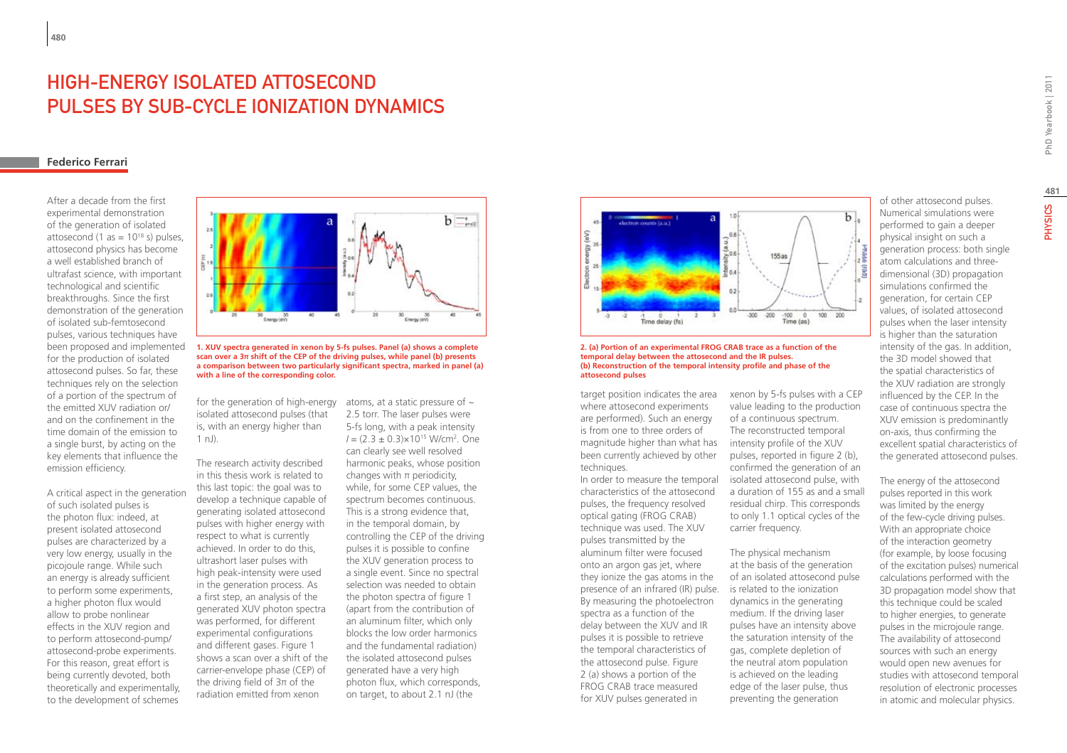# HIGH-ENERGY ISOLATED ATTOSECOND PULSES BY SUB-CYCLE IONIZATION DYNAMICS

**Federico Ferrari**

After a decade from the first experimental demonstration of the generation of isolated attosecond (1 as = $10^{18}$ s) pulses, attosecond physics has become a well established branch of ultrafast science, with important technological and scientific breakthroughs. Since the first demonstration of the generation of isolated sub-femtosecond pulses, various techniques have been proposed and implemented for the production of isolated attosecond pulses. So far, these techniques rely on the selection of a portion of the spectrum of the emitted XUV radiation or/and on the confinement in the time domain of the emission to a single burst, by acting on the key elements that influence the emission efficiency.

A critical aspect in the generation of such isolated pulses is the photon flux: indeed, at present isolated attosecond pulses are characterized by a very low energy, usually in the picojoule range. While such an energy is already sufficient to perform some experiments, a higher photon flux would allow to probe nonlinear effects in the XUV region and to perform attosecond-pump/attosecond-probe experiments. For this reason, great effort is being currently devoted, both theoretically and experimentally, to the development of schemes for the generation of high-energy isolated attosecond pulses (that is, with an energy higher than 1 nJ).

**1. XUV spectra generated in xenon by 5-fs pulses. Panel (a) shows a complete scan over a 3π shift of the CEP of the driving pulses, while panel (b) presents a comparison between two particularly significant spectra, marked in panel (a) with a line of the corresponding color.**

The research activity described in this thesis work is related to this last topic: the goal was to develop a technique capable of generating isolated attosecond pulses with higher energy with respect to what is currently achieved. In order to do this, ultrashort laser pulses with high peak-intensity were used in the generation process. As a first step, an analysis of the generated XUV photon spectra was performed, for different experimental configurations and different gases. Figure 1 shows a scan over a shift of the carrier-envelope phase (CEP) of the driving field of 3π of the radiation emitted from xenon atoms, at a static pressure of ~ 2.5 torr. The laser pulses were 5-fs long, with a peak intensity $I = (2.3 \pm 0.3)\times10^{15}$ W/cm$^2$. One can clearly see well resolved harmonic peaks, whose position changes with π periodicity, while, for some CEP values, the spectrum becomes continuous. This is a strong evidence that, in the temporal domain, by controlling the CEP of the driving pulses it is possible to confine the XUV generation process to a single event. Since no spectral selection was needed to obtain the photon spectra of figure 1 (apart from the contribution of an aluminum filter, which only blocks the low order harmonics and the fundamental radiation) the isolated attosecond pulses generated have a very high photon flux, which corresponds, on target, to about 2.1 nJ (the target position indicates the area where attosecond experiments are performed). Such an energy is from one to three orders of magnitude higher than what has been currently achieved by other techniques.

**2. (a) Portion of an experimental FROG CRAB trace as a function of the temporal delay between the attosecond and the IR pulses. (b) Reconstruction of the temporal intensity profile and phase of the attosecond pulses**

In order to measure the temporal characteristics of the attosecond pulses, the frequency resolved optical gating (FROG CRAB) technique was used. The XUV pulses transmitted by the aluminum filter were focused onto an argon gas jet, where they ionize the gas atoms in the presence of an infrared (IR) pulse. By measuring the photoelectron spectra as a function of the delay between the XUV and IR pulses it is possible to retrieve the temporal characteristics of the attosecond pulse. Figure 2 (a) shows a portion of the FROG CRAB trace measured for XUV pulses generated in xenon by 5-fs pulses with a CEP value leading to the production of a continuous spectrum. The reconstructed temporal intensity profile of the XUV pulses, reported in figure 2 (b), confirmed the generation of an isolated attosecond pulse, with a duration of 155 as and a small residual chirp. This corresponds to only 1.1 optical cycles of the carrier frequency.

The physical mechanism at the basis of the generation of an isolated attosecond pulse is related to the ionization dynamics in the generating medium. If the driving laser pulses have an intensity above the saturation intensity of the gas, complete depletion of the neutral atom population is achieved on the leading edge of the laser pulse, thus preventing the generation of other attosecond pulses. Numerical simulations were performed to gain a deeper physical insight on such a generation process: both single atom calculations and three-dimensional (3D) propagation simulations confirmed the generation, for certain CEP values, of isolated attosecond pulses when the laser intensity is higher than the saturation intensity of the gas. In addition, the 3D model showed that the spatial characteristics of the XUV radiation are strongly influenced by the CEP. In the case of continuous spectra the XUV emission is predominantly on-axis, thus confirming the excellent spatial characteristics of the generated attosecond pulses.

The energy of the attosecond pulses reported in this work was limited by the energy of the few-cycle driving pulses. With an appropriate choice of the interaction geometry (for example, by loose focusing of the excitation pulses) numerical calculations performed with the 3D propagation model show that this technique could be scaled to higher energies, to generate pulses in the microjoule range. The availability of attosecond sources with such an energy would open new avenues for studies with attosecond temporal resolution of electronic processes in atomic and molecular physics.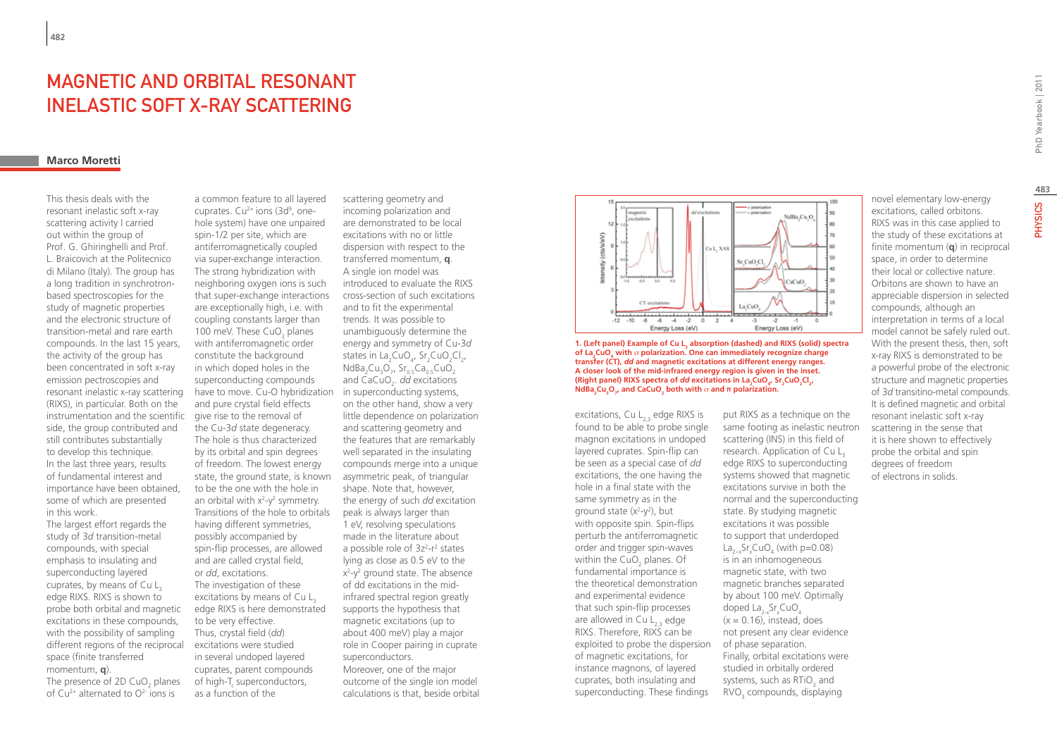# MAGNETIC AND ORBITAL RESONANT INELASTIC SOFT X-RAY SCATTERING

**Marco Moretti**

This thesis deals with the resonant inelastic soft x-ray scattering activity I carried out within the group of Prof. G. Ghiringhelli and Prof. L. Braicovich at the Politecnico di Milano (Italy). The group has a long tradition in synchrotron-based spectroscopies for the study of magnetic properties and the electronic structure of transition-metal and rare earth compounds. In the last 15 years, the activity of the group has been concentrated in soft x-ray emission spectroscopies and resonant inelastic x-ray scattering (RIXS), in particular. Both on the instrumentation and the scientific side, the group contributed and still contributes substantially to develop this technique. In the last three years, results of fundamental interest and importance have been obtained, some of which are presented in this work.

The largest effort regards the study of 3*d* transition-metal compounds, with special emphasis to insulating and superconducting layered cuprates, by means of Cu $L_3$ edge RIXS. RIXS is shown to probe both orbital and magnetic excitations in these compounds, with the possibility of sampling different regions of the reciprocal space (finite transferred momentum, **q**).

The presence of 2D $CuO_2$ planes of $Cu^{2+}$ alternated to $O^{2-}$ ions is a common feature to all layered cuprates. $Cu^{2+}$ ions ($3d^9$, one-hole system) have one unpaired spin-1/2 per site, which are antiferromagnetically coupled via super-exchange interaction. The strong hybridization with neighboring oxygen ions is such that super-exchange interactions are exceptionally high, i.e. with coupling constants larger than 100 meV. These $CuO_2$ planes with antiferromagnetic order constitute the background in which doped holes in the superconducting compounds have to move. Cu-O hybridization and pure crystal field effects give rise to the removal of the Cu-3*d* state degeneracy. The hole is thus characterized by its orbital and spin degrees of freedom. The lowest energy state, the ground state, is known to be the one with the hole in an orbital with $x^2$-$y^2$ symmetry. Transitions of the hole to orbitals having different symmetries, possibly accompanied by spin-flip processes, are allowed and are called crystal field, or *dd*, excitations.

The investigation of these excitations by means of Cu $L_3$ edge RIXS is here demonstrated to be very effective. Thus, crystal field (*dd*) excitations were studied in several undoped layered cuprates, parent compounds of high-$T_c$ superconductors, as a function of the scattering geometry and incoming polarization and are demonstrated to be local excitations with no or little dispersion with respect to the transferred momentum, **q**. A single ion model was introduced to evaluate the RIXS cross-section of such excitations and to fit the experimental trends. It was possible to unambiguously determine the energy and symmetry of Cu-3*d* states in $La_2CuO_4$, $Sr_2CuO_2Cl_2$, $NdBa_2Cu_3O_7$, $Sr_{0.5}Ca_{0.5}CuO_2$ and $CaCuO_2$. *dd* excitations in superconducting systems, on the other hand, show a very little dependence on polarization and scattering geometry and the features that are remarkably well separated in the insulating compounds merge into a unique asymmetric peak, of triangular shape. Note that, however, the energy of such *dd* excitation peak is always larger than 1 eV, resolving speculations made in the literature about a possible role of $3z^2$-$r^2$ states lying as close as 0.5 eV to the $x^2$-$y^2$ ground state. The absence of dd excitations in the mid-infrared spectral region greatly supports the hypothesis that magnetic excitations (up to about 400 meV) play a major role in Cooper pairing in cuprate superconductors.

Moreover, one of the major outcome of the single ion model calculations is that, beside orbital excitations, Cu $L_{2,3}$ edge RIXS is found to be able to probe single magnon excitations in undoped layered cuprates. Spin-flip can be seen as a special case of *dd* excitations, the one having the hole in a final state with the same symmetry as in the ground state ($x^2$-$y^2$), but with opposite spin. Spin-flips perturb the antiferromagnetic order and trigger spin-waves within the $CuO_2$ planes. Of fundamental importance is the theoretical demonstration and experimental evidence that such spin-flip processes are allowed in Cu $L_{2,3}$ edge RIXS. Therefore, RIXS can be exploited to probe the dispersion of magnetic excitations, for instance magnons, of layered cuprates, both insulating and superconducting. These findings put RIXS as a technique on the same footing as inelastic neutron scattering (INS) in this field of research. Application of Cu $L_3$ edge RIXS to superconducting systems showed that magnetic excitations survive in both the normal and the superconducting state. By studying magnetic excitations it was possible to support that underdoped $La_{2-x}Sr_xCuO_4$ (with p=0.08) is in an inhomogeneous magnetic state, with two magnetic branches separated by about 100 meV. Optimally doped $La_{2-x}Sr_xCuO_4$ (x = 0.16), instead, does not present any clear evidence of phase separation.

Finally, orbital excitations were studied in orbitally ordered systems, such as $RTiO_3$ and $RVO_3$ compounds, displaying novel elementary low-energy excitations, called orbitons. RIXS was in this case applied to the study of these excitations at finite momentum (**q**) in reciprocal space, in order to determine their local or collective nature. Orbitons are shown to have an appreciable dispersion in selected compounds, although an interpretation in terms of a local model cannot be safely ruled out. With the present thesis, then, soft x-ray RIXS is demonstrated to be a powerful probe of the electronic structure and magnetic properties of 3*d* transitino-metal compounds. It is defined magnetic and orbital resonant inelastic soft x-ray scattering in the sense that it is here shown to effectively probe the orbital and spin degrees of freedom of electrons in solids.

**1. (Left panel) Example of Cu $L_3$ absorption (dashed) and RIXS (solid) spectra of $La_2CuO_4$ with σ polarization. One can immediately recognize charge transfer (CT), *dd* and magnetic excitations at different energy ranges. A closer look of the mid-infrared energy region is given in the inset. (Right panel) RIXS spectra of *dd* excitations in $La_2CuO_4$, $Sr_2CuO_2Cl_2$, $NdBa_2Cu_3O_7$, and $CaCuO_2$ both with σ and π polarization.**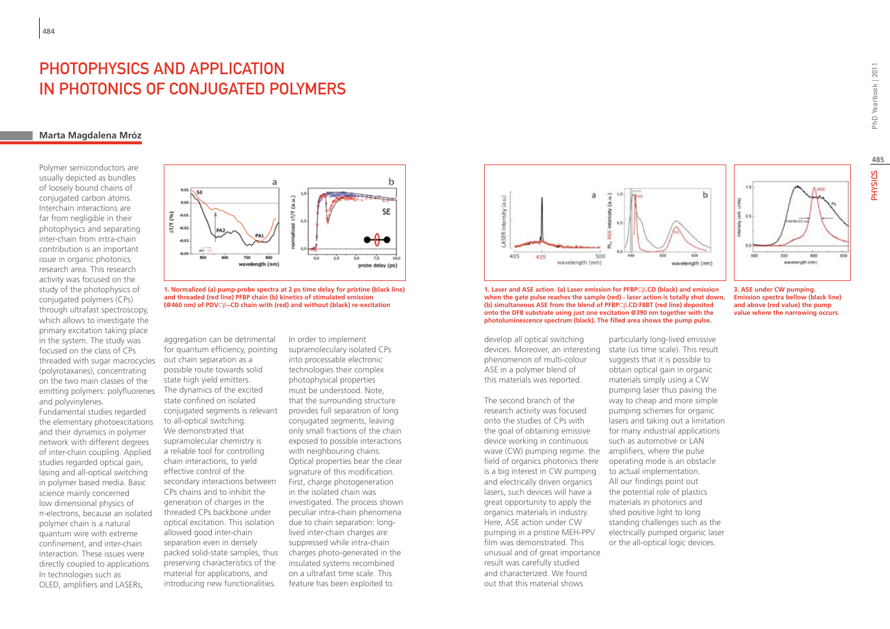# PHOTOPHYSICS AND APPLICATION IN PHOTONICS OF CONJUGATED POLYMERS

**Marta Magdalena Mróz**

Polymer semiconductors are usually depicted as bundles of loosely bound chains of conjugated carbon atoms. Interchain interactions are far from negligible in their photophysics and separating inter-chain from intra-chain contribution is an important issue in organic photonics research area. This research activity was focused on the study of the photophysics of conjugated polymers (CPs) through ultrafast spectroscopy, which allows to investigate the primary excitation taking place in the system. The study was focused on the class of CPs threaded with sugar macrocycles (polyrotaxanes), concentrating on the two main classes of the emitting polymers: polyfluorenes and polyvinylenes.
Fundamental studies regarded the elementary photoexcitations and their dynamics in polymer network with different degrees of inter-chain coupling. Applied studies regarded optical gain, lasing and all-optical switching in polymer based media. Basic science mainly concerned low dimensional physics of π-electrons, because an isolated polymer chain is a natural quantum wire with extreme confinement, and inter-chain interaction. These issues were directly coupled to applications. In technologies such as OLED, amplifiers and LASERs, aggregation can be detrimental for quantum efficiency, pointing out chain separation as a possible route towards solid state high yield emitters.
The dynamics of the excited state confined on isolated conjugated segments is relevant to all-optical switching.
We demonstrated that supramolecular chemistry is a reliable tool for controlling chain interactions, to yield effective control of the secondary interactions between CPs chains and to inhibit the generation of charges in the threaded CPs backbone under optical excitation. This isolation allowed good inter-chain separation even in densely packed solid-state samples, thus preserving characteristics of the material for applications, and introducing new functionalities.

**1. Normalized (a) pump-probe spectra at 2 ps time delay for pristine (black line) and threaded (red line) PFBP chain (b) kinetics of stimulated emission (@460 nm) of PDV⊂β–CD chain with (red) and without (black) re-excitation**

In order to implement supramolecularly isolated CPs into processable electronic technologies their complex photophysical properties must be understood. Note, that the surrounding structure provides full separation of long conjugated segments, leaving only small fractions of the chain exposed to possible interactions with neighbouring chains. Optical properties bear the clear signature of this modification. First, charge photogeneration in the isolated chain was investigated. The process shown peculiar intra-chain phenomena due to chain separation: long-lived inter-chain charges are suppressed while intra-chain charges photo-generated in the insulated systems recombined on a ultrafast time scale. This feature has been exploited to develop all optical switching devices. Moreover, an interesting phenomenon of multi-colour ASE in a polymer blend of this materials was reported.

**1. Laser and ASE action. (a) Laser emission for PFBP⊂β.CD (black) and emission when the gate pulse reaches the sample (red) - laser action is totally shut down, (b) simultaneous ASE from the blend of PFBP⊂β.CD:F8BT (red line) deposited onto the DFB substrate using just one excitation @390 nm together with the photoluminescence spectrum (black). The filled area shows the pump pulse.**

**3. ASE under CW pumping. Emission spectra bellow (black line) and above (red value) the pump value where the narrowing occurs.**

The second branch of the research activity was focused onto the studies of CPs with the goal of obtaining emissive device working in continuous wave (CW) pumping regime. the field of organics photonics there is a big interest in CW pumping and electrically driven organics lasers, such devices will have a great opportunity to apply the organics materials in industry. Here, ASE action under CW pumping in a pristine MEH-PPV film was demonstrated. This unusual and of great importance result was carefully studied and characterized. We found out that this material shows particularly long-lived emissive state (us time scale). This result suggests that it is possible to obtain optical gain in organic materials simply using a CW pumping laser thus paving the way to cheap and more simple pumping schemes for organic lasers and taking out a limitation for many industrial applications such as automotive or LAN amplifiers, where the pulse operating mode is an obstacle to actual implementation.
All our findings point out the potential role of plastics materials in photonics and shed positive light to long standing challenges such as the electrically pumped organic laser or the all-optical logic devices.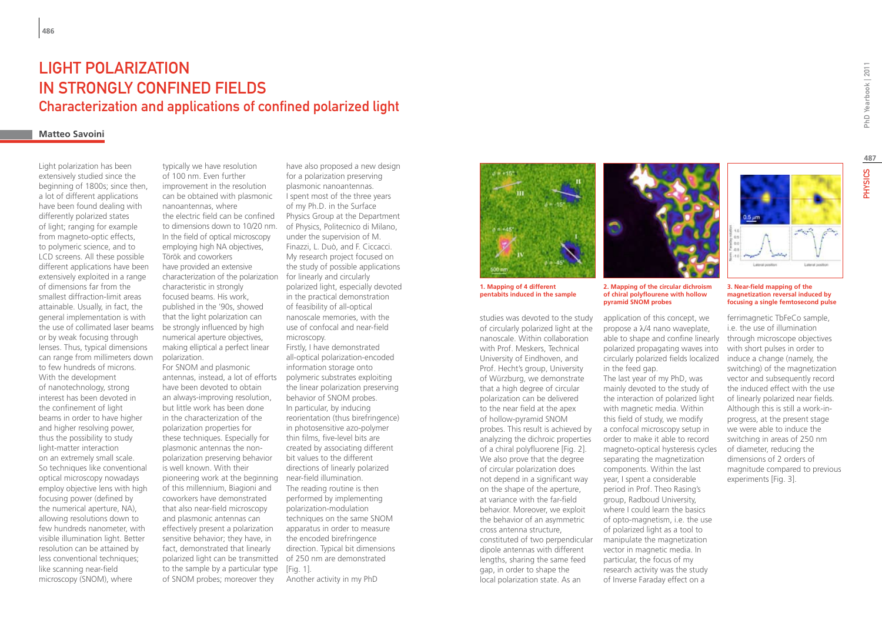# LIGHT POLARIZATION IN STRONGLY CONFINED FIELDS

## Characterization and applications of confined polarized light

**Matteo Savoini**

Light polarization has been extensively studied since the beginning of 1800s; since then, a lot of different applications have been found dealing with differently polarized states of light; ranging for example from magneto-optic effects, to polymeric science, and to LCD screens. All these possible different applications have been extensively exploited in a range of dimensions far from the smallest diffraction-limit areas attainable. Usually, in fact, the general implementation is with the use of collimated laser beams or by weak focusing through lenses. Thus, typical dimensions can range from millimeters down to few hundreds of microns. With the development of nanotechnology, strong interest has been devoted in the confinement of light beams in order to have higher and higher resolving power, thus the possibility to study light-matter interaction on an extremely small scale. So techniques like conventional optical microscopy nowadays employ objective lens with high focusing power (defined by the numerical aperture, NA), allowing resolutions down to few hundreds nanometer, with visible illumination light. Better resolution can be attained by less conventional techniques; like scanning near-field microscopy (SNOM), where typically we have resolution of 100 nm. Even further improvement in the resolution can be obtained with plasmonic nanoantennas, where the electric field can be confined to dimensions down to 10/20 nm. In the field of optical microscopy employing high NA objectives, Török and coworkers have provided an extensive characterization of the polarization characteristic in strongly focused beams. His work, published in the '90s, showed that the light polarization can be strongly influenced by high numerical aperture objectives, making elliptical a perfect linear polarization.

For SNOM and plasmonic antennas, instead, a lot of efforts have been devoted to obtain an always-improving resolution, but little work has been done in the characterization of the polarization properties for these techniques. Especially for plasmonic antennas the non-polarization preserving behavior is well known. With their pioneering work at the beginning of this millennium, Biagioni and coworkers have demonstrated that also near-field microscopy and plasmonic antennas can effectively present a polarization sensitive behavior; they have, in fact, demonstrated that linearly polarized light can be transmitted to the sample by a particular type of SNOM probes; moreover they have also proposed a new design for a polarization preserving plasmonic nanoantennas.

I spent most of the three years of my Ph.D. in the Surface Physics Group at the Department of Physics, Politecnico di Milano, under the supervision of M. Finazzi, L. Duò, and F. Ciccacci. My research project focused on the study of possible applications for linearly and circularly polarized light, especially devoted in the practical demonstration of feasibility of all-optical nanoscale memories, with the use of confocal and near-field microscopy.

Firstly, I have demonstrated all-optical polarization-encoded information storage onto polymeric substrates exploiting the linear polarization preserving behavior of SNOM probes. In particular, by inducing reorientation (thus birefringence) in photosensitive azo-polymer thin films, five-level bits are created by associating different bit values to the different directions of linearly polarized near-field illumination.

The reading routine is then performed by implementing polarization-modulation techniques on the same SNOM apparatus in order to measure the encoded birefringence direction. Typical bit dimensions of 250 nm are demonstrated [Fig. 1].

Another activity in my PhD studies was devoted to the study of circularly polarized light at the nanoscale. Within collaboration with Prof. Meskers, Technical University of Eindhoven, and Prof. Hecht's group, University of Würzburg, we demonstrate that a high degree of circular polarization can be delivered to the near field at the apex of hollow-pyramid SNOM probes. This result is achieved by analyzing the dichroic properties of a chiral polyfluorene [Fig. 2]. We also prove that the degree of circular polarization does not depend in a significant way on the shape of the aperture, at variance with the far-field behavior. Moreover, we exploit the behavior of an asymmetric cross antenna structure, constituted of two perpendicular dipole antennas with different lengths, sharing the same feed gap, in order to shape the local polarization state. As an application of this concept, we propose a λ/4 nano waveplate, able to shape and confine linearly polarized propagating waves into circularly polarized fields localized in the feed gap.

The last year of my PhD, was mainly devoted to the study of the interaction of polarized light with magnetic media. Within this field of study, we modify a confocal microscopy setup in order to make it able to record magneto-optical hysteresis cycles separating the magnetization components. Within the last year, I spent a considerable period in Prof. Theo Rasing's group, Radboud University, where I could learn the basics of opto-magnetism, i.e. the use of polarized light as a tool to manipulate the magnetization vector in magnetic media. In particular, the focus of my research activity was the study of Inverse Faraday effect on a ferrimagnetic TbFeCo sample, i.e. the use of illumination through microscope objectives with short pulses in order to induce a change (namely, the switching) of the magnetization vector and subsequently record the induced effect with the use of linearly polarized near fields. Although this is still a work-in-progress, at the present stage we were able to induce the switching in areas of 250 nm of diameter, reducing the dimensions of 2 orders of magnitude compared to previous experiments [Fig. 3].

**1. Mapping of 4 different pentabits induced in the sample**

**2. Mapping of the circular dichroism of chiral polyflourene with hollow pyramid SNOM probes**

**3. Near-field mapping of the magnetization reversal induced by focusing a single femtosecond pulse**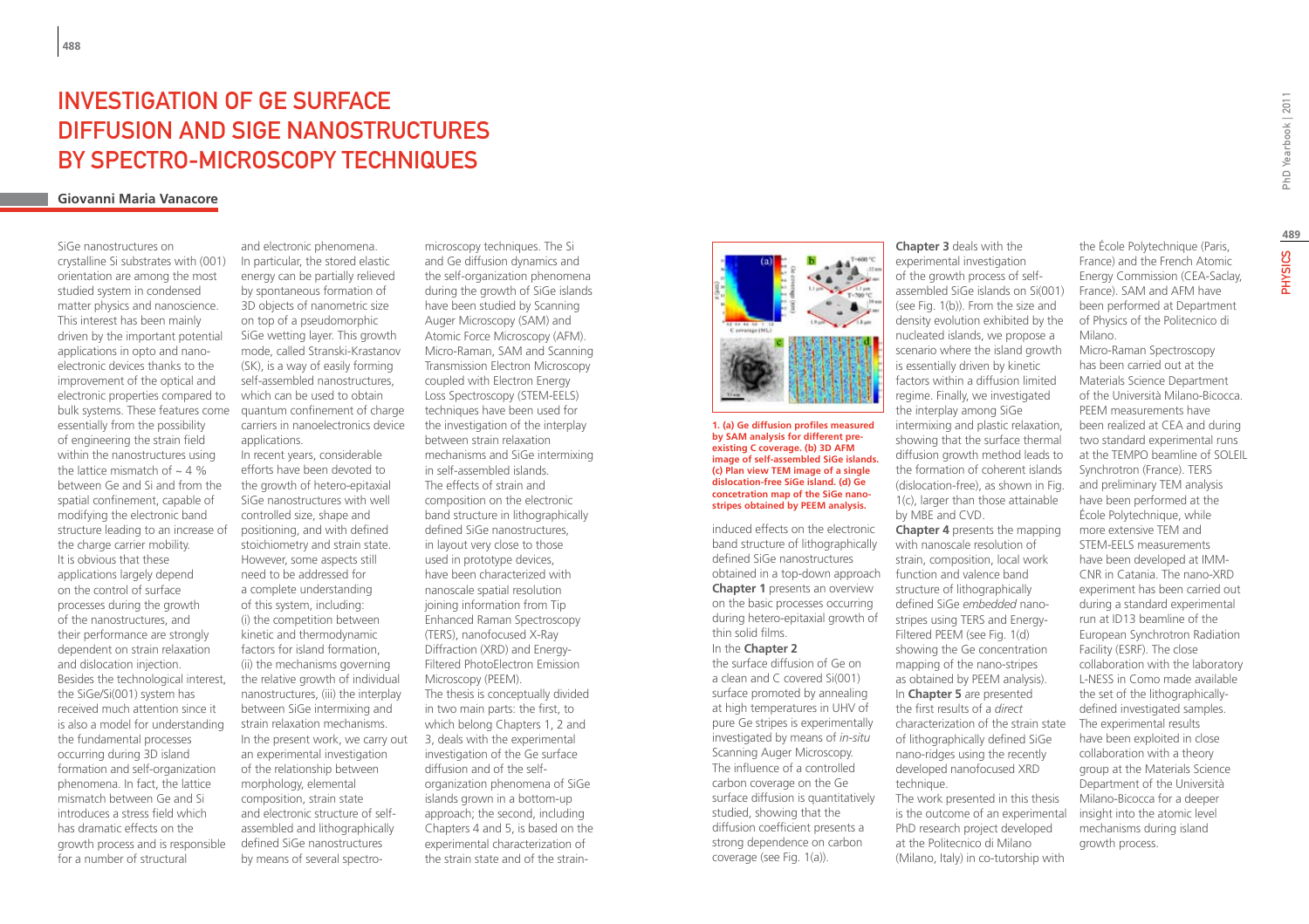# Investigation of Ge Surface Diffusion and SiGe Nanostructures by Spectro-Microscopy Techniques

**Giovanni Maria Vanacore**

SiGe nanostructures on crystalline Si substrates with (001) orientation are among the most studied system in condensed matter physics and nanoscience. This interest has been mainly driven by the important potential applications in opto and nano-electronic devices thanks to the improvement of the optical and electronic properties compared to bulk systems. These features come essentially from the possibility of engineering the strain field within the nanostructures using the lattice mismatch of ~ 4 % between Ge and Si and from the spatial confinement, capable of modifying the electronic band structure leading to an increase of the charge carrier mobility. It is obvious that these applications largely depend on the control of surface processes during the growth of the nanostructures, and their performance are strongly dependent on strain relaxation and dislocation injection. Besides the technological interest, the SiGe/Si(001) system has received much attention since it is also a model for understanding the fundamental processes occurring during 3D island formation and self-organization phenomena. In fact, the lattice mismatch between Ge and Si introduces a stress field which has dramatic effects on the growth process and is responsible for a number of structural and electronic phenomena. In particular, the stored elastic energy can be partially relieved by spontaneous formation of 3D objects of nanometric size on top of a pseudomorphic SiGe wetting layer. This growth mode, called Stranski-Krastanov (SK), is a way of easily forming self-assembled nanostructures, which can be used to obtain quantum confinement of charge carriers in nanoelectronics device applications.

In recent years, considerable efforts have been devoted to the growth of hetero-epitaxial SiGe nanostructures with well controlled size, shape and positioning, and with defined stoichiometry and strain state. However, some aspects still need to be addressed for a complete understanding of this system, including: (i) the competition between kinetic and thermodynamic factors for island formation, (ii) the mechanisms governing the relative growth of individual nanostructures, (iii) the interplay between SiGe intermixing and strain relaxation mechanisms. In the present work, we carry out an experimental investigation of the relationship between morphology, elemental composition, strain state and electronic structure of self-assembled and lithographically defined SiGe nanostructures by means of several spectro-microscopy techniques. The Si and Ge diffusion dynamics and the self-organization phenomena during the growth of SiGe islands have been studied by Scanning Auger Microscopy (SAM) and Atomic Force Microscopy (AFM). Micro-Raman, SAM and Scanning Transmission Electron Microscopy coupled with Electron Energy Loss Spectroscopy (STEM-EELS) techniques have been used for the investigation of the interplay between strain relaxation mechanisms and SiGe intermixing in self-assembled islands. The effects of strain and composition on the electronic band structure in lithographically defined SiGe nanostructures, in layout very close to those used in prototype devices, have been characterized with nanoscale spatial resolution joining information from Tip Enhanced Raman Spectroscopy (TERS), nanofocused X-Ray Diffraction (XRD) and Energy-Filtered PhotoElectron Emission Microscopy (PEEM).

The thesis is conceptually divided in two main parts: the first, to which belong Chapters 1, 2 and 3, deals with the experimental investigation of the Ge surface diffusion and of the self-organization phenomena of SiGe islands grown in a bottom-up approach; the second, including Chapters 4 and 5, is based on the experimental characterization of the strain state and of the strain-induced effects on the electronic band structure of lithographically defined SiGe nanostructures obtained in a top-down approach.

**1. (a) Ge diffusion profiles measured by SAM analysis for different pre-existing C coverage. (b) 3D AFM image of self-assembled SiGe islands. (c) Plan view TEM image of a single dislocation-free SiGe island. (d) Ge concetration map of the SiGe nano-stripes obtained by PEEM analysis.**

**Chapter 1** presents an overview on the basic processes occurring during hetero-epitaxial growth of thin solid films.

In the **Chapter 2** the surface diffusion of Ge on a clean and C covered Si(001) surface promoted by annealing at high temperatures in UHV of pure Ge stripes is experimentally investigated by means of *in-situ* Scanning Auger Microscopy. The influence of a controlled carbon coverage on the Ge surface diffusion is quantitatively studied, showing that the diffusion coefficient presents a strong dependence on carbon coverage (see Fig. 1(a)).

**Chapter 3** deals with the experimental investigation of the growth process of self-assembled SiGe islands on Si(001) (see Fig. 1(b)). From the size and density evolution exhibited by the nucleated islands, we propose a scenario where the island growth is essentially driven by kinetic factors within a diffusion limited regime. Finally, we investigated the interplay among SiGe intermixing and plastic relaxation, showing that the surface thermal diffusion growth method leads to the formation of coherent islands (dislocation-free), as shown in Fig. 1(c), larger than those attainable by MBE and CVD.

**Chapter 4** presents the mapping with nanoscale resolution of strain, composition, local work function and valence band structure of lithographically defined SiGe *embedded* nano-stripes using TERS and Energy-Filtered PEEM (see Fig. 1(d) showing the Ge concentration mapping of the nano-stripes as obtained by PEEM analysis).

In **Chapter 5** are presented the first results of a *direct* characterization of the strain state of lithographically defined SiGe nano-ridges using the recently developed nanofocused XRD technique.

The work presented in this thesis is the outcome of an experimental PhD research project developed at the Politecnico di Milano (Milano, Italy) in co-tutorship with the École Polytechnique (Paris, France) and the French Atomic Energy Commission (CEA-Saclay, France). SAM and AFM have been performed at Department of Physics of the Politecnico di Milano.

Micro-Raman Spectroscopy has been carried out at the Materials Science Department of the Università Milano-Bicocca. PEEM measurements have been realized at CEA and during two standard experimental runs at the TEMPO beamline of SOLEIL Synchrotron (France). TERS and preliminary TEM analysis have been performed at the École Polytechnique, while more extensive TEM and STEM-EELS measurements have been developed at IMM-CNR in Catania. The nano-XRD experiment has been carried out during a standard experimental run at ID13 beamline of the European Synchrotron Radiation Facility (ESRF). The close collaboration with the laboratory L-NESS in Como made available the set of the lithographically-defined investigated samples. The experimental results have been exploited in close collaboration with a theory group at the Materials Science Department of the Università Milano-Bicocca for a deeper insight into the atomic level mechanisms during island growth process.